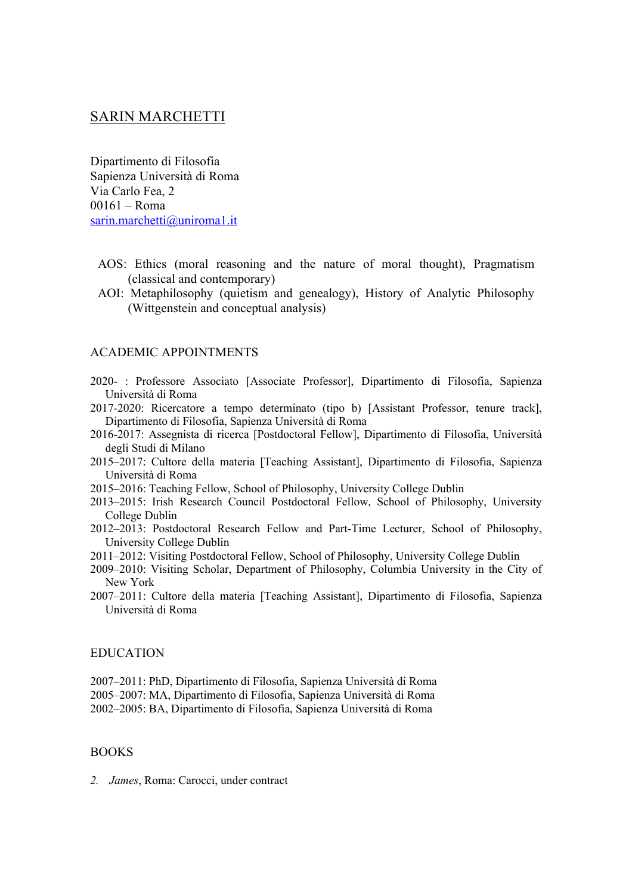# SARIN MARCHETTI

Dipartimento di Filosofia
Sapienza Università di Roma
Via Carlo Fea, 2
00161 – Roma
sarin.marchetti@uniroma1.it

AOS: Ethics (moral reasoning and the nature of moral thought), Pragmatism (classical and contemporary)
AOI: Metaphilosophy (quietism and genealogy), History of Analytic Philosophy (Wittgenstein and conceptual analysis)

## ACADEMIC APPOINTMENTS

2020- : Professore Associato [Associate Professor], Dipartimento di Filosofia, Sapienza Università di Roma
2017-2020: Ricercatore a tempo determinato (tipo b) [Assistant Professor, tenure track], Dipartimento di Filosofia, Sapienza Università di Roma
2016-2017: Assegnista di ricerca [Postdoctoral Fellow], Dipartimento di Filosofia, Università degli Studi di Milano
2015–2017: Cultore della materia [Teaching Assistant], Dipartimento di Filosofia, Sapienza Università di Roma
2015–2016: Teaching Fellow, School of Philosophy, University College Dublin
2013–2015: Irish Research Council Postdoctoral Fellow, School of Philosophy, University College Dublin
2012–2013: Postdoctoral Research Fellow and Part-Time Lecturer, School of Philosophy, University College Dublin
2011–2012: Visiting Postdoctoral Fellow, School of Philosophy, University College Dublin
2009–2010: Visiting Scholar, Department of Philosophy, Columbia University in the City of New York
2007–2011: Cultore della materia [Teaching Assistant], Dipartimento di Filosofia, Sapienza Università di Roma

## EDUCATION

2007–2011: PhD, Dipartimento di Filosofia, Sapienza Università di Roma
2005–2007: MA, Dipartimento di Filosofia, Sapienza Università di Roma
2002–2005: BA, Dipartimento di Filosofia, Sapienza Università di Roma

## BOOKS

2. *James*, Roma: Carocci, under contract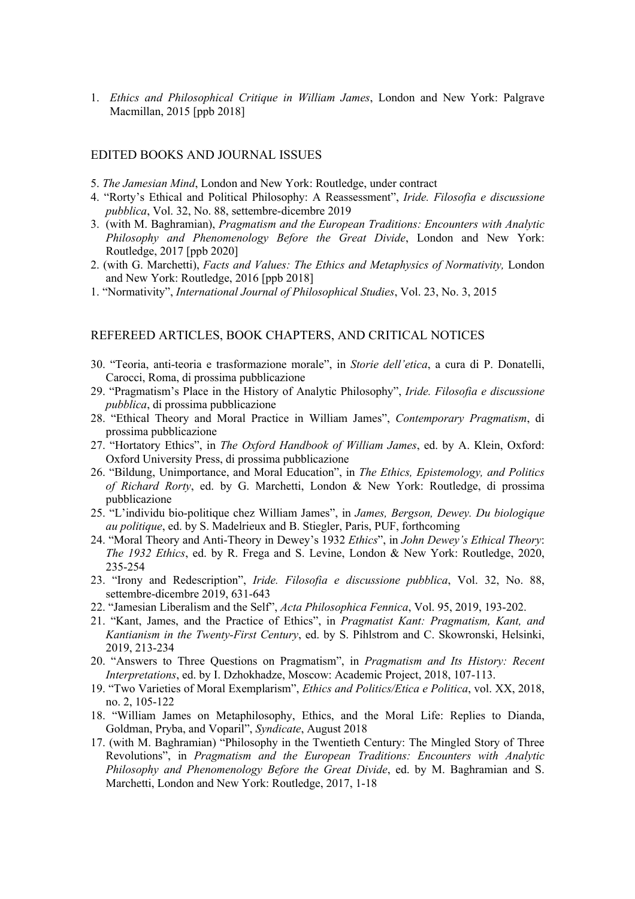1. *Ethics and Philosophical Critique in William James*, London and New York: Palgrave Macmillan, 2015 [ppb 2018]

## EDITED BOOKS AND JOURNAL ISSUES

5. *The Jamesian Mind*, London and New York: Routledge, under contract
4. "Rorty's Ethical and Political Philosophy: A Reassessment", *Iride. Filosofia e discussione pubblica*, Vol. 32, No. 88, settembre-dicembre 2019
3. (with M. Baghramian), *Pragmatism and the European Traditions: Encounters with Analytic Philosophy and Phenomenology Before the Great Divide*, London and New York: Routledge, 2017 [ppb 2020]
2. (with G. Marchetti), *Facts and Values: The Ethics and Metaphysics of Normativity,* London and New York: Routledge, 2016 [ppb 2018]
1. "Normativity", *International Journal of Philosophical Studies*, Vol. 23, No. 3, 2015

## REFEREED ARTICLES, BOOK CHAPTERS, AND CRITICAL NOTICES

30. "Teoria, anti-teoria e trasformazione morale", in *Storie dell'etica*, a cura di P. Donatelli, Carocci, Roma, di prossima pubblicazione
29. "Pragmatism's Place in the History of Analytic Philosophy", *Iride. Filosofia e discussione pubblica*, di prossima pubblicazione
28. "Ethical Theory and Moral Practice in William James", *Contemporary Pragmatism*, di prossima pubblicazione
27. "Hortatory Ethics", in *The Oxford Handbook of William James*, ed. by A. Klein, Oxford: Oxford University Press, di prossima pubblicazione
26. "Bildung, Unimportance, and Moral Education", in *The Ethics, Epistemology, and Politics of Richard Rorty*, ed. by G. Marchetti, London & New York: Routledge, di prossima pubblicazione
25. "L'individu bio-politique chez William James", in *James, Bergson, Dewey. Du biologique au politique*, ed. by S. Madelrieux and B. Stiegler, Paris, PUF, forthcoming
24. "Moral Theory and Anti-Theory in Dewey's 1932 *Ethics*", in *John Dewey's Ethical Theory*: *The 1932 Ethics*, ed. by R. Frega and S. Levine, London & New York: Routledge, 2020, 235-254
23. "Irony and Redescription", *Iride. Filosofia e discussione pubblica*, Vol. 32, No. 88, settembre-dicembre 2019, 631-643
22. "Jamesian Liberalism and the Self", *Acta Philosophica Fennica*, Vol. 95, 2019, 193-202.
21. "Kant, James, and the Practice of Ethics", in *Pragmatist Kant: Pragmatism, Kant, and Kantianism in the Twenty-First Century*, ed. by S. Pihlstrom and C. Skowronski, Helsinki, 2019, 213-234
20. "Answers to Three Questions on Pragmatism", in *Pragmatism and Its History: Recent Interpretations*, ed. by I. Dzhokhadze, Moscow: Academic Project, 2018, 107-113.
19. "Two Varieties of Moral Exemplarism", *Ethics and Politics/Etica e Politica*, vol. XX, 2018, no. 2, 105-122
18. "William James on Metaphilosophy, Ethics, and the Moral Life: Replies to Dianda, Goldman, Pryba, and Voparil", *Syndicate*, August 2018
17. (with M. Baghramian) "Philosophy in the Twentieth Century: The Mingled Story of Three Revolutions", in *Pragmatism and the European Traditions: Encounters with Analytic Philosophy and Phenomenology Before the Great Divide*, ed. by M. Baghramian and S. Marchetti, London and New York: Routledge, 2017, 1-18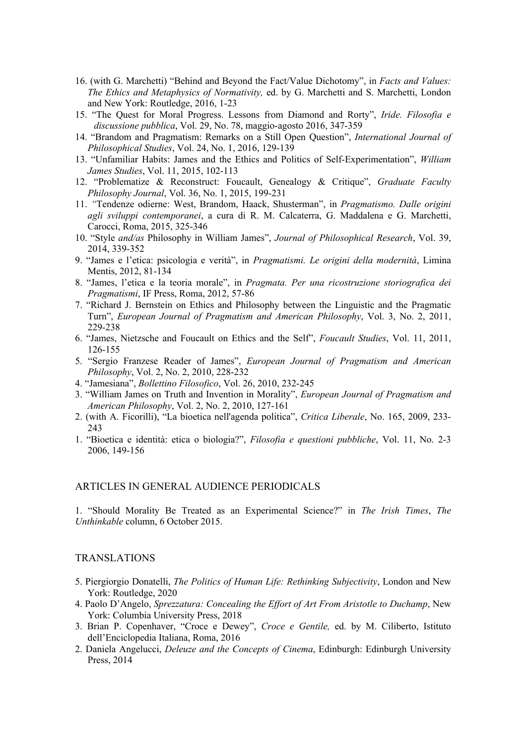16. (with G. Marchetti) "Behind and Beyond the Fact/Value Dichotomy", in *Facts and Values: The Ethics and Metaphysics of Normativity,* ed. by G. Marchetti and S. Marchetti, London and New York: Routledge, 2016, 1-23
15. "The Quest for Moral Progress. Lessons from Diamond and Rorty", *Iride. Filosofia e discussione pubblica*, Vol. 29, No. 78, maggio-agosto 2016, 347-359
14. "Brandom and Pragmatism: Remarks on a Still Open Question", *International Journal of Philosophical Studies*, Vol. 24, No. 1, 2016, 129-139
13. "Unfamiliar Habits: James and the Ethics and Politics of Self-Experimentation", *William James Studies*, Vol. 11, 2015, 102-113
12. "Problematize & Reconstruct: Foucault, Genealogy & Critique", *Graduate Faculty Philosophy Journal*, Vol. 36, No. 1, 2015, 199-231
11. "Tendenze odierne: West, Brandom, Haack, Shusterman", in *Pragmatismo. Dalle origini agli sviluppi contemporanei*, a cura di R. M. Calcaterra, G. Maddalena e G. Marchetti, Carocci, Roma, 2015, 325-346
10. "Style *and/as* Philosophy in William James", *Journal of Philosophical Research*, Vol. 39, 2014, 339-352
9. "James e l'etica: psicologia e verità", in *Pragmatismi. Le origini della modernità*, Limina Mentis, 2012, 81-134
8. "James, l'etica e la teoria morale", in *Pragmata. Per una ricostruzione storiografica dei Pragmatismi*, IF Press, Roma, 2012, 57-86
7. "Richard J. Bernstein on Ethics and Philosophy between the Linguistic and the Pragmatic Turn", *European Journal of Pragmatism and American Philosophy*, Vol. 3, No. 2, 2011, 229-238
6. "James, Nietzsche and Foucault on Ethics and the Self", *Foucault Studies*, Vol. 11, 2011, 126-155
5. "Sergio Franzese Reader of James", *European Journal of Pragmatism and American Philosophy*, Vol. 2, No. 2, 2010, 228-232
4. "Jamesiana", *Bollettino Filosofico*, Vol. 26, 2010, 232-245
3. "William James on Truth and Invention in Morality", *European Journal of Pragmatism and American Philosophy*, Vol. 2, No. 2, 2010, 127-161
2. (with A. Ficorilli), "La bioetica nell'agenda politica", *Critica Liberale*, No. 165, 2009, 233-243
1. "Bioetica e identità: etica o biologia?", *Filosofia e questioni pubbliche*, Vol. 11, No. 2-3 2006, 149-156

## ARTICLES IN GENERAL AUDIENCE PERIODICALS

1. "Should Morality Be Treated as an Experimental Science?" in *The Irish Times*, *The Unthinkable* column, 6 October 2015.

## TRANSLATIONS

5. Piergiorgio Donatelli, *The Politics of Human Life: Rethinking Subjectivity*, London and New York: Routledge, 2020
4. Paolo D'Angelo, *Sprezzatura: Concealing the Effort of Art From Aristotle to Duchamp*, New York: Columbia University Press, 2018
3. Brian P. Copenhaver, "Croce e Dewey", *Croce e Gentile,* ed. by M. Ciliberto, Istituto dell'Enciclopedia Italiana, Roma, 2016
2. Daniela Angelucci, *Deleuze and the Concepts of Cinema*, Edinburgh: Edinburgh University Press, 2014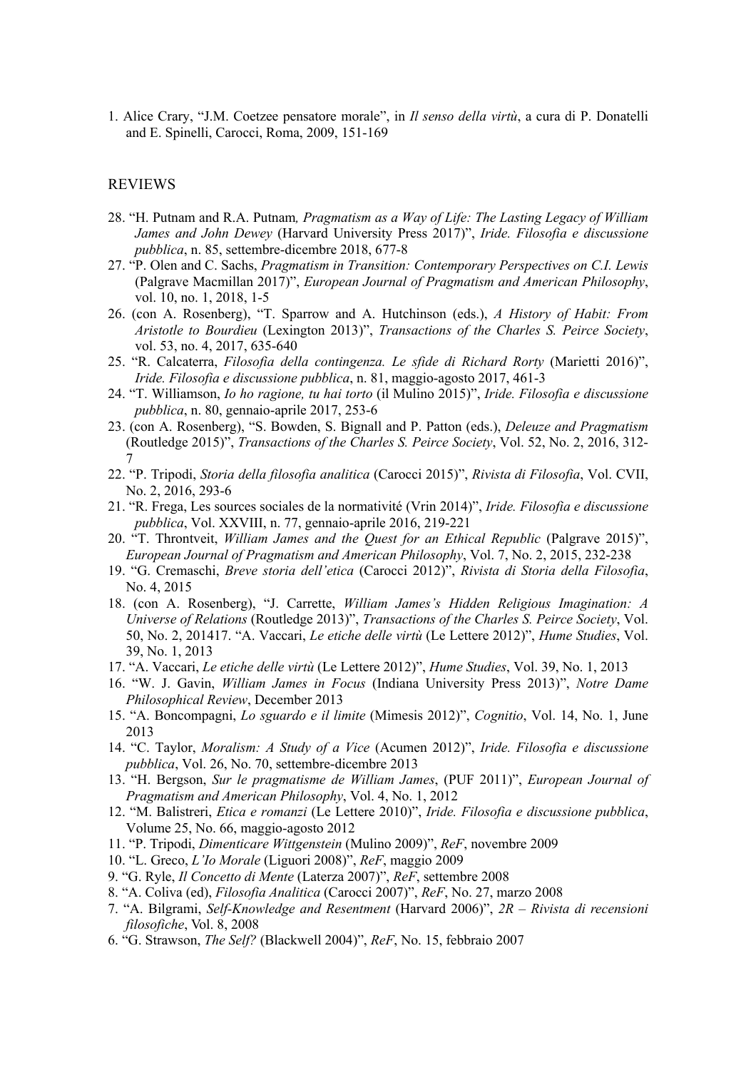1. Alice Crary, "J.M. Coetzee pensatore morale", in *Il senso della virtù*, a cura di P. Donatelli and E. Spinelli, Carocci, Roma, 2009, 151-169

## REVIEWS

28. "H. Putnam and R.A. Putnam*, Pragmatism as a Way of Life: The Lasting Legacy of William James and John Dewey* (Harvard University Press 2017)", *Iride. Filosofia e discussione pubblica*, n. 85, settembre-dicembre 2018, 677-8
27. "P. Olen and C. Sachs, *Pragmatism in Transition: Contemporary Perspectives on C.I. Lewis* (Palgrave Macmillan 2017)", *European Journal of Pragmatism and American Philosophy*, vol. 10, no. 1, 2018, 1-5
26. (con A. Rosenberg), "T. Sparrow and A. Hutchinson (eds.), *A History of Habit: From Aristotle to Bourdieu* (Lexington 2013)", *Transactions of the Charles S. Peirce Society*, vol. 53, no. 4, 2017, 635-640
25. "R. Calcaterra, *Filosofia della contingenza. Le sfide di Richard Rorty* (Marietti 2016)", *Iride. Filosofia e discussione pubblica*, n. 81, maggio-agosto 2017, 461-3
24. "T. Williamson, *Io ho ragione, tu hai torto* (il Mulino 2015)", *Iride. Filosofia e discussione pubblica*, n. 80, gennaio-aprile 2017, 253-6
23. (con A. Rosenberg), "S. Bowden, S. Bignall and P. Patton (eds.), *Deleuze and Pragmatism* (Routledge 2015)", *Transactions of the Charles S. Peirce Society*, Vol. 52, No. 2, 2016, 312-7
22. "P. Tripodi, *Storia della filosofia analitica* (Carocci 2015)", *Rivista di Filosofia*, Vol. CVII, No. 2, 2016, 293-6
21. "R. Frega, Les sources sociales de la normativité (Vrin 2014)", *Iride. Filosofia e discussione pubblica*, Vol. XXVIII, n. 77, gennaio-aprile 2016, 219-221
20. "T. Throntveit, *William James and the Quest for an Ethical Republic* (Palgrave 2015)", *European Journal of Pragmatism and American Philosophy*, Vol. 7, No. 2, 2015, 232-238
19. "G. Cremaschi, *Breve storia dell'etica* (Carocci 2012)", *Rivista di Storia della Filosofia*, No. 4, 2015
18. (con A. Rosenberg), "J. Carrette, *William James's Hidden Religious Imagination: A Universe of Relations* (Routledge 2013)", *Transactions of the Charles S. Peirce Society*, Vol. 50, No. 2, 201417. "A. Vaccari, *Le etiche delle virtù* (Le Lettere 2012)", *Hume Studies*, Vol. 39, No. 1, 2013
17. "A. Vaccari, *Le etiche delle virtù* (Le Lettere 2012)", *Hume Studies*, Vol. 39, No. 1, 2013
16. "W. J. Gavin, *William James in Focus* (Indiana University Press 2013)", *Notre Dame Philosophical Review*, December 2013
15. "A. Boncompagni, *Lo sguardo e il limite* (Mimesis 2012)", *Cognitio*, Vol. 14, No. 1, June 2013
14. "C. Taylor, *Moralism: A Study of a Vice* (Acumen 2012)", *Iride. Filosofia e discussione pubblica*, Vol. 26, No. 70, settembre-dicembre 2013
13. "H. Bergson, *Sur le pragmatisme de William James*, (PUF 2011)", *European Journal of Pragmatism and American Philosophy*, Vol. 4, No. 1, 2012
12. "M. Balistreri, *Etica e romanzi* (Le Lettere 2010)", *Iride. Filosofia e discussione pubblica*, Volume 25, No. 66, maggio-agosto 2012
11. "P. Tripodi, *Dimenticare Wittgenstein* (Mulino 2009)", *ReF*, novembre 2009
10. "L. Greco, *L'Io Morale* (Liguori 2008)", *ReF*, maggio 2009
9. "G. Ryle, *Il Concetto di Mente* (Laterza 2007)", *ReF*, settembre 2008
8. "A. Coliva (ed), *Filosofia Analitica* (Carocci 2007)", *ReF*, No. 27, marzo 2008
7. "A. Bilgrami, *Self-Knowledge and Resentment* (Harvard 2006)", *2R – Rivista di recensioni filosofiche*, Vol. 8, 2008
6. "G. Strawson, *The Self?* (Blackwell 2004)", *ReF*, No. 15, febbraio 2007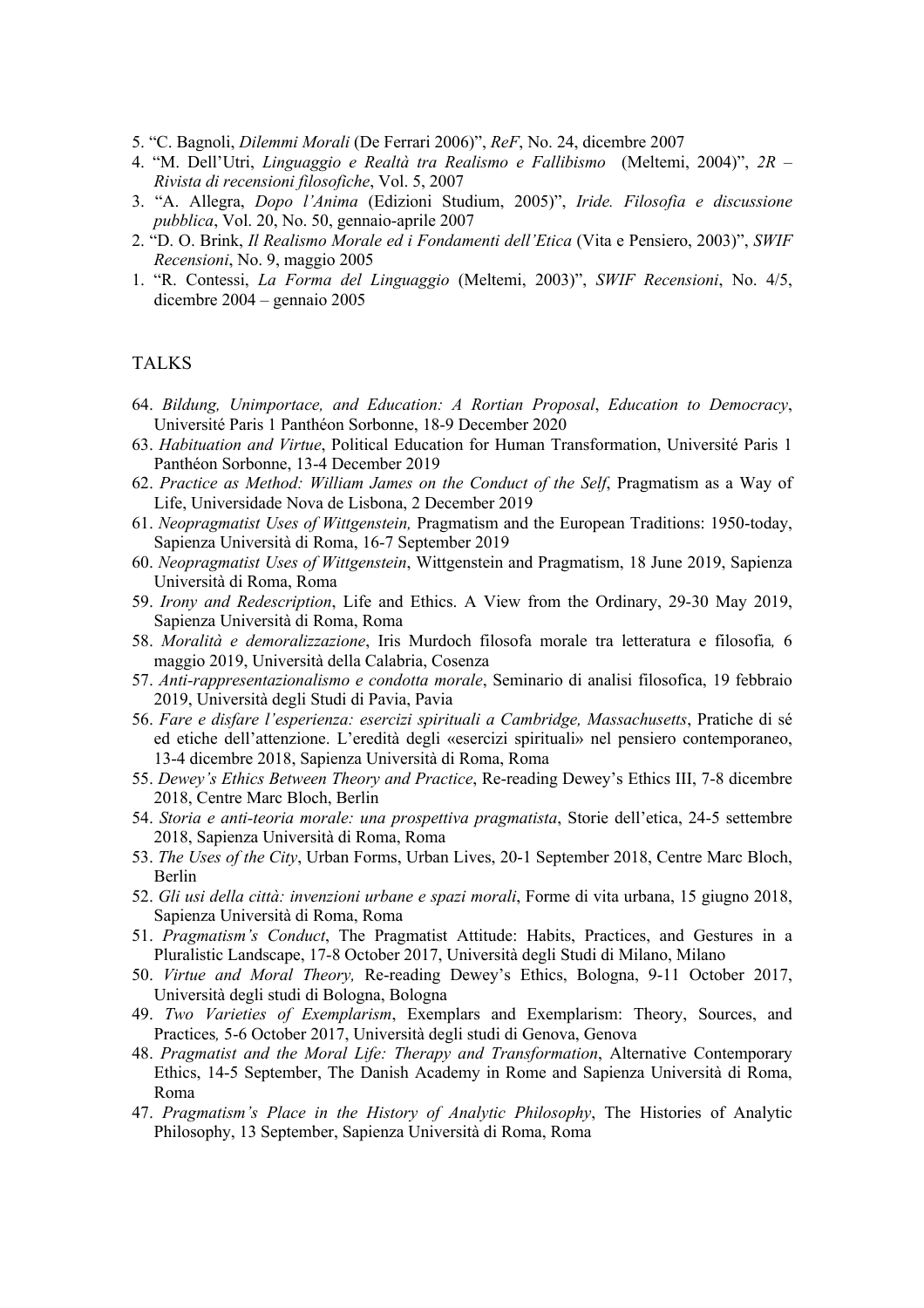5. "C. Bagnoli, *Dilemmi Morali* (De Ferrari 2006)", *ReF*, No. 24, dicembre 2007
4. "M. Dell'Utri, *Linguaggio e Realtà tra Realismo e Fallibismo* (Meltemi, 2004)", *2R – Rivista di recensioni filosofiche*, Vol. 5, 2007
3. "A. Allegra, *Dopo l'Anima* (Edizioni Studium, 2005)", *Iride. Filosofia e discussione pubblica*, Vol. 20, No. 50, gennaio-aprile 2007
2. "D. O. Brink, *Il Realismo Morale ed i Fondamenti dell'Etica* (Vita e Pensiero, 2003)", *SWIF Recensioni*, No. 9, maggio 2005
1. "R. Contessi, *La Forma del Linguaggio* (Meltemi, 2003)", *SWIF Recensioni*, No. 4/5, dicembre 2004 – gennaio 2005

## TALKS

64. *Bildung, Unimportace, and Education: A Rortian Proposal*, *Education to Democracy*, Université Paris 1 Panthéon Sorbonne, 18-9 December 2020
63. *Habituation and Virtue*, Political Education for Human Transformation, Université Paris 1 Panthéon Sorbonne, 13-4 December 2019
62. *Practice as Method: William James on the Conduct of the Self*, Pragmatism as a Way of Life, Universidade Nova de Lisbona, 2 December 2019
61. *Neopragmatist Uses of Wittgenstein,* Pragmatism and the European Traditions: 1950-today, Sapienza Università di Roma, 16-7 September 2019
60. *Neopragmatist Uses of Wittgenstein*, Wittgenstein and Pragmatism, 18 June 2019, Sapienza Università di Roma, Roma
59. *Irony and Redescription*, Life and Ethics. A View from the Ordinary, 29-30 May 2019, Sapienza Università di Roma, Roma
58. *Moralità e demoralizzazione*, Iris Murdoch filosofa morale tra letteratura e filosofia*,* 6 maggio 2019, Università della Calabria, Cosenza
57. *Anti-rappresentazionalismo e condotta morale*, Seminario di analisi filosofica, 19 febbraio 2019, Università degli Studi di Pavia, Pavia
56. *Fare e disfare l'esperienza: esercizi spirituali a Cambridge, Massachusetts*, Pratiche di sé ed etiche dell'attenzione. L'eredità degli «esercizi spirituali» nel pensiero contemporaneo, 13-4 dicembre 2018, Sapienza Università di Roma, Roma
55. *Dewey's Ethics Between Theory and Practice*, Re-reading Dewey's Ethics III, 7-8 dicembre 2018, Centre Marc Bloch, Berlin
54. *Storia e anti-teoria morale: una prospettiva pragmatista*, Storie dell'etica, 24-5 settembre 2018, Sapienza Università di Roma, Roma
53. *The Uses of the City*, Urban Forms, Urban Lives, 20-1 September 2018, Centre Marc Bloch, Berlin
52. *Gli usi della città: invenzioni urbane e spazi morali*, Forme di vita urbana, 15 giugno 2018, Sapienza Università di Roma, Roma
51. *Pragmatism's Conduct*, The Pragmatist Attitude: Habits, Practices, and Gestures in a Pluralistic Landscape, 17-8 October 2017, Università degli Studi di Milano, Milano
50. *Virtue and Moral Theory,* Re-reading Dewey's Ethics, Bologna, 9-11 October 2017, Università degli studi di Bologna, Bologna
49. *Two Varieties of Exemplarism*, Exemplars and Exemplarism: Theory, Sources, and Practices*,* 5-6 October 2017, Università degli studi di Genova, Genova
48. *Pragmatist and the Moral Life: Therapy and Transformation*, Alternative Contemporary Ethics, 14-5 September, The Danish Academy in Rome and Sapienza Università di Roma, Roma
47. *Pragmatism's Place in the History of Analytic Philosophy*, The Histories of Analytic Philosophy, 13 September, Sapienza Università di Roma, Roma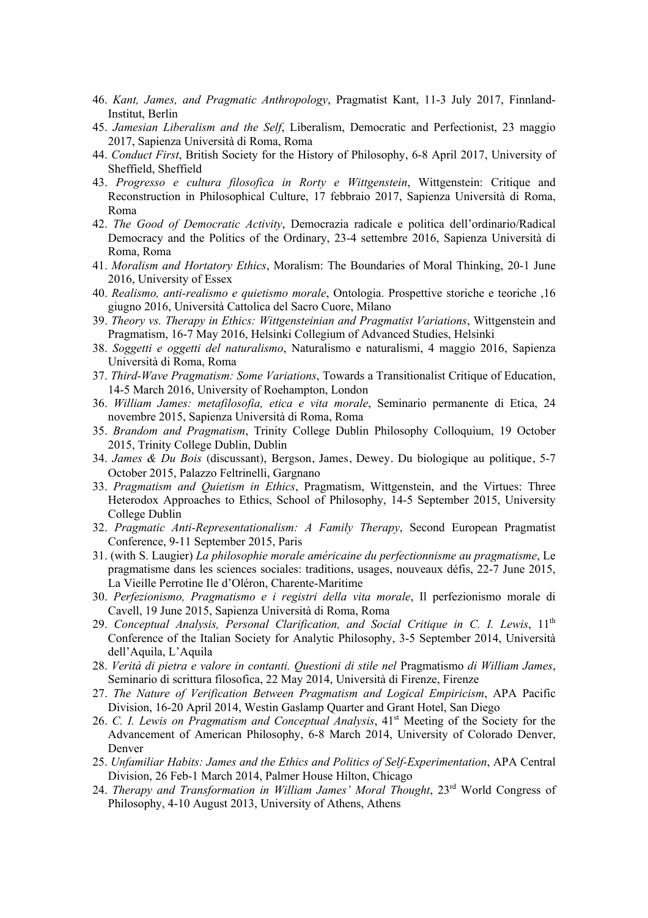46. *Kant, James, and Pragmatic Anthropology*, Pragmatist Kant, 11-3 July 2017, Finnland-Institut, Berlin
45. *Jamesian Liberalism and the Self*, Liberalism, Democratic and Perfectionist, 23 maggio 2017, Sapienza Università di Roma, Roma
44. *Conduct First*, British Society for the History of Philosophy, 6-8 April 2017, University of Sheffield, Sheffield
43. *Progresso e cultura filosofica in Rorty e Wittgenstein*, Wittgenstein: Critique and Reconstruction in Philosophical Culture, 17 febbraio 2017, Sapienza Università di Roma, Roma
42. *The Good of Democratic Activity*, Democrazia radicale e politica dell'ordinario/Radical Democracy and the Politics of the Ordinary, 23-4 settembre 2016, Sapienza Università di Roma, Roma
41. *Moralism and Hortatory Ethics*, Moralism: The Boundaries of Moral Thinking, 20-1 June 2016, University of Essex
40. *Realismo, anti-realismo e quietismo morale*, Ontologia. Prospettive storiche e teoriche ,16 giugno 2016, Università Cattolica del Sacro Cuore, Milano
39. *Theory vs. Therapy in Ethics: Wittgensteinian and Pragmatist Variations*, Wittgenstein and Pragmatism, 16-7 May 2016, Helsinki Collegium of Advanced Studies, Helsinki
38. *Soggetti e oggetti del naturalismo*, Naturalismo e naturalismi, 4 maggio 2016, Sapienza Università di Roma, Roma
37. *Third-Wave Pragmatism: Some Variations*, Towards a Transitionalist Critique of Education, 14-5 March 2016, University of Roehampton, London
36. *William James: metafilosofia, etica e vita morale*, Seminario permanente di Etica, 24 novembre 2015, Sapienza Università di Roma, Roma
35. *Brandom and Pragmatism*, Trinity College Dublin Philosophy Colloquium, 19 October 2015, Trinity College Dublin, Dublin
34. *James & Du Bois* (discussant), Bergson, James, Dewey. Du biologique au politique, 5-7 October 2015, Palazzo Feltrinelli, Gargnano
33. *Pragmatism and Quietism in Ethics*, Pragmatism, Wittgenstein, and the Virtues: Three Heterodox Approaches to Ethics, School of Philosophy, 14-5 September 2015, University College Dublin
32. *Pragmatic Anti-Representationalism: A Family Therapy*, Second European Pragmatist Conference, 9-11 September 2015, Paris
31. (with S. Laugier) *La philosophie morale américaine du perfectionnisme au pragmatisme*, Le pragmatisme dans les sciences sociales: traditions, usages, nouveaux défis, 22-7 June 2015, La Vieille Perrotine Ile d'Oléron, Charente-Maritime
30. *Perfezionismo, Pragmatismo e i registri della vita morale*, Il perfezionismo morale di Cavell, 19 June 2015, Sapienza Università di Roma, Roma
29. *Conceptual Analysis, Personal Clarification, and Social Critique in C. I. Lewis*, 11th Conference of the Italian Society for Analytic Philosophy, 3-5 September 2014, Università dell'Aquila, L'Aquila
28. *Verità di pietra e valore in contanti. Questioni di stile nel* Pragmatismo *di William James*, Seminario di scrittura filosofica, 22 May 2014, Università di Firenze, Firenze
27. *The Nature of Verification Between Pragmatism and Logical Empiricism*, APA Pacific Division, 16-20 April 2014, Westin Gaslamp Quarter and Grant Hotel, San Diego
26. *C. I. Lewis on Pragmatism and Conceptual Analysis*, 41st Meeting of the Society for the Advancement of American Philosophy, 6-8 March 2014, University of Colorado Denver, Denver
25. *Unfamiliar Habits: James and the Ethics and Politics of Self-Experimentation*, APA Central Division, 26 Feb-1 March 2014, Palmer House Hilton, Chicago
24. *Therapy and Transformation in William James' Moral Thought*, 23rd World Congress of Philosophy, 4-10 August 2013, University of Athens, Athens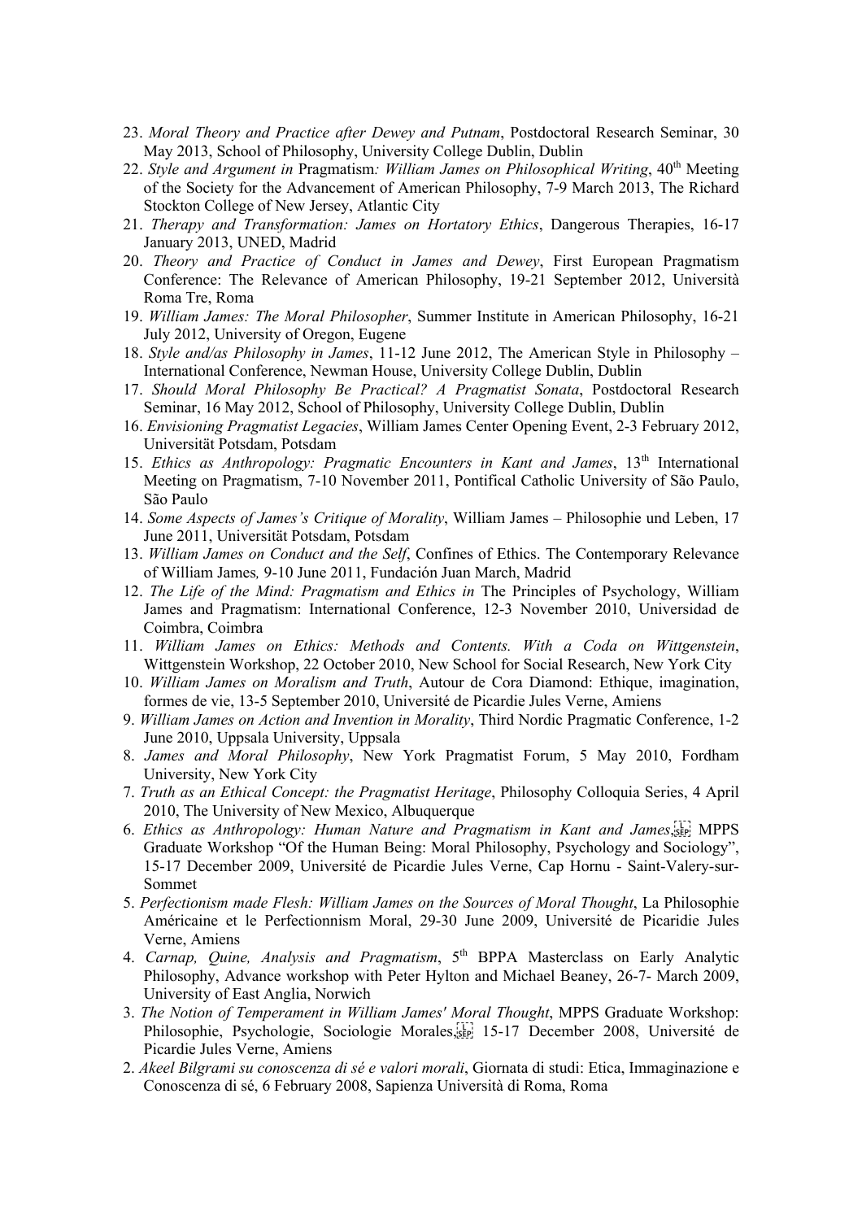23. *Moral Theory and Practice after Dewey and Putnam*, Postdoctoral Research Seminar, 30 May 2013, School of Philosophy, University College Dublin, Dublin
22. *Style and Argument in* Pragmatism*: William James on Philosophical Writing*, 40th Meeting of the Society for the Advancement of American Philosophy, 7-9 March 2013, The Richard Stockton College of New Jersey, Atlantic City
21. *Therapy and Transformation: James on Hortatory Ethics*, Dangerous Therapies, 16-17 January 2013, UNED, Madrid
20. *Theory and Practice of Conduct in James and Dewey*, First European Pragmatism Conference: The Relevance of American Philosophy, 19-21 September 2012, Università Roma Tre, Roma
19. *William James: The Moral Philosopher*, Summer Institute in American Philosophy, 16-21 July 2012, University of Oregon, Eugene
18. *Style and/as Philosophy in James*, 11-12 June 2012, The American Style in Philosophy – International Conference, Newman House, University College Dublin, Dublin
17. *Should Moral Philosophy Be Practical? A Pragmatist Sonata*, Postdoctoral Research Seminar, 16 May 2012, School of Philosophy, University College Dublin, Dublin
16. *Envisioning Pragmatist Legacies*, William James Center Opening Event, 2-3 February 2012, Universität Potsdam, Potsdam
15. *Ethics as Anthropology: Pragmatic Encounters in Kant and James*, 13th International Meeting on Pragmatism, 7-10 November 2011, Pontifical Catholic University of São Paulo, São Paulo
14. *Some Aspects of James's Critique of Morality*, William James – Philosophie und Leben, 17 June 2011, Universität Potsdam, Potsdam
13. *William James on Conduct and the Self*, Confines of Ethics. The Contemporary Relevance of William James*,* 9-10 June 2011, Fundación Juan March, Madrid
12. *The Life of the Mind: Pragmatism and Ethics in* The Principles of Psychology, William James and Pragmatism: International Conference, 12-3 November 2010, Universidad de Coimbra, Coimbra
11. *William James on Ethics: Methods and Contents. With a Coda on Wittgenstein*, Wittgenstein Workshop, 22 October 2010, New School for Social Research, New York City
10. *William James on Moralism and Truth*, Autour de Cora Diamond: Ethique, imagination, formes de vie, 13-5 September 2010, Université de Picardie Jules Verne, Amiens
9. *William James on Action and Invention in Morality*, Third Nordic Pragmatic Conference, 1-2 June 2010, Uppsala University, Uppsala
8. *James and Moral Philosophy*, New York Pragmatist Forum, 5 May 2010, Fordham University, New York City
7. *Truth as an Ethical Concept: the Pragmatist Heritage*, Philosophy Colloquia Series, 4 April 2010, The University of New Mexico, Albuquerque
6. *Ethics as Anthropology: Human Nature and Pragmatism in Kant and James*, MPPS Graduate Workshop "Of the Human Being: Moral Philosophy, Psychology and Sociology", 15-17 December 2009, Université de Picardie Jules Verne, Cap Hornu - Saint-Valery-sur-Sommet
5. *Perfectionism made Flesh: William James on the Sources of Moral Thought*, La Philosophie Américaine et le Perfectionnism Moral, 29-30 June 2009, Université de Picaridie Jules Verne, Amiens
4. *Carnap, Quine, Analysis and Pragmatism*, 5th BPPA Masterclass on Early Analytic Philosophy, Advance workshop with Peter Hylton and Michael Beaney, 26-7- March 2009, University of East Anglia, Norwich
3. *The Notion of Temperament in William James' Moral Thought*, MPPS Graduate Workshop: Philosophie, Psychologie, Sociologie Morales, 15-17 December 2008, Université de Picardie Jules Verne, Amiens
2. *Akeel Bilgrami su conoscenza di sé e valori morali*, Giornata di studi: Etica, Immaginazione e Conoscenza di sé, 6 February 2008, Sapienza Università di Roma, Roma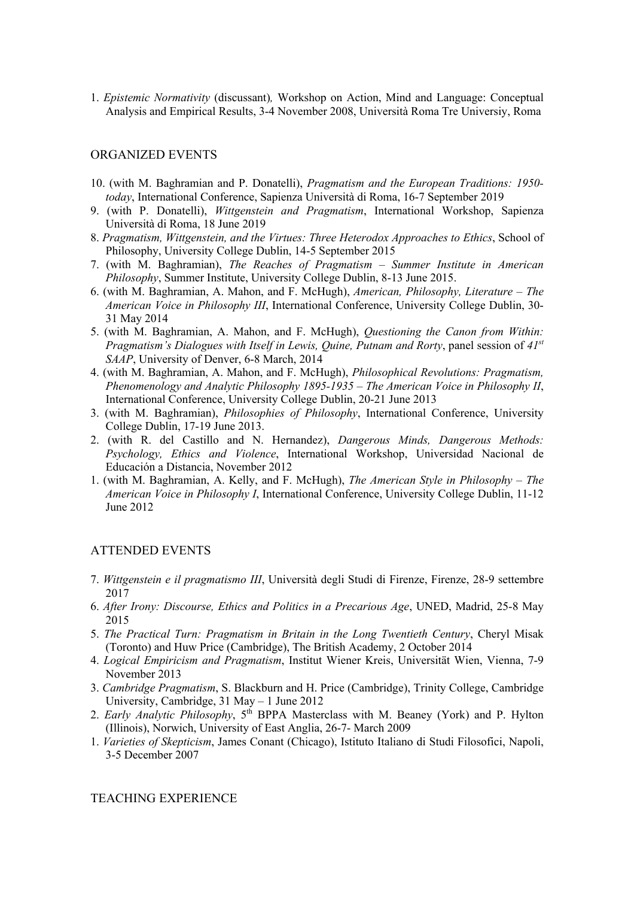1. *Epistemic Normativity* (discussant)*,* Workshop on Action, Mind and Language: Conceptual Analysis and Empirical Results, 3-4 November 2008, Università Roma Tre Universiy, Roma

## ORGANIZED EVENTS

10. (with M. Baghramian and P. Donatelli), *Pragmatism and the European Traditions: 1950-today*, International Conference, Sapienza Università di Roma, 16-7 September 2019
9. (with P. Donatelli), *Wittgenstein and Pragmatism*, International Workshop, Sapienza Università di Roma, 18 June 2019
8. *Pragmatism, Wittgenstein, and the Virtues: Three Heterodox Approaches to Ethics*, School of Philosophy, University College Dublin, 14-5 September 2015
7. (with M. Baghramian), *The Reaches of Pragmatism – Summer Institute in American Philosophy*, Summer Institute, University College Dublin, 8-13 June 2015.
6. (with M. Baghramian, A. Mahon, and F. McHugh), *American, Philosophy, Literature – The American Voice in Philosophy III*, International Conference, University College Dublin, 30-31 May 2014
5. (with M. Baghramian, A. Mahon, and F. McHugh), *Questioning the Canon from Within: Pragmatism's Dialogues with Itself in Lewis, Quine, Putnam and Rorty*, panel session of *41st SAAP*, University of Denver, 6-8 March, 2014
4. (with M. Baghramian, A. Mahon, and F. McHugh), *Philosophical Revolutions: Pragmatism, Phenomenology and Analytic Philosophy 1895-1935 – The American Voice in Philosophy II*, International Conference, University College Dublin, 20-21 June 2013
3. (with M. Baghramian), *Philosophies of Philosophy*, International Conference, University College Dublin, 17-19 June 2013.
2. (with R. del Castillo and N. Hernandez), *Dangerous Minds, Dangerous Methods: Psychology, Ethics and Violence*, International Workshop, Universidad Nacional de Educación a Distancia, November 2012
1. (with M. Baghramian, A. Kelly, and F. McHugh), *The American Style in Philosophy – The American Voice in Philosophy I*, International Conference, University College Dublin, 11-12 June 2012

## ATTENDED EVENTS

7. *Wittgenstein e il pragmatismo III*, Università degli Studi di Firenze, Firenze, 28-9 settembre 2017
6. *After Irony: Discourse, Ethics and Politics in a Precarious Age*, UNED, Madrid, 25-8 May 2015
5. *The Practical Turn: Pragmatism in Britain in the Long Twentieth Century*, Cheryl Misak (Toronto) and Huw Price (Cambridge), The British Academy, 2 October 2014
4. *Logical Empiricism and Pragmatism*, Institut Wiener Kreis, Universität Wien, Vienna, 7-9 November 2013
3. *Cambridge Pragmatism*, S. Blackburn and H. Price (Cambridge), Trinity College, Cambridge University, Cambridge, 31 May – 1 June 2012
2. *Early Analytic Philosophy*, 5th BPPA Masterclass with M. Beaney (York) and P. Hylton (Illinois), Norwich, University of East Anglia, 26-7- March 2009
1. *Varieties of Skepticism*, James Conant (Chicago), Istituto Italiano di Studi Filosofici, Napoli, 3-5 December 2007

## TEACHING EXPERIENCE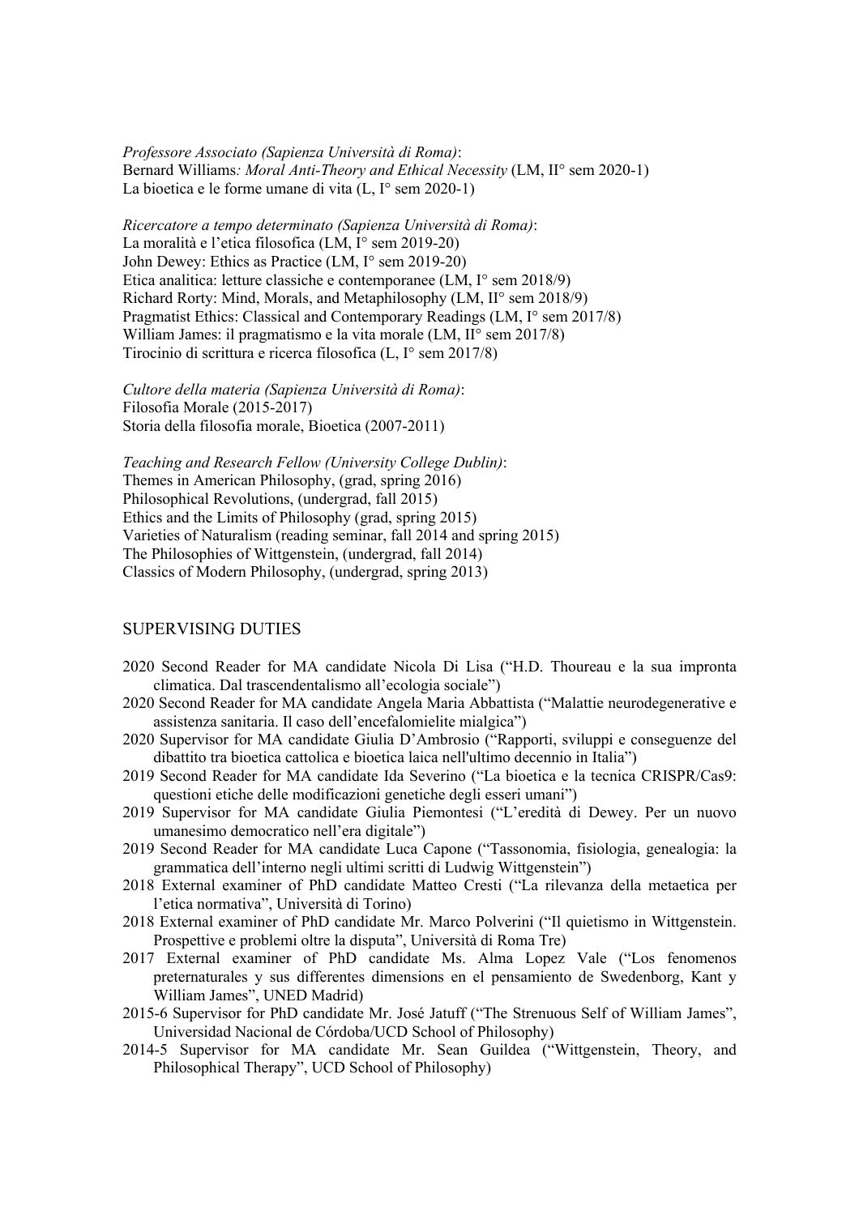*Professore Associato (Sapienza Università di Roma)*:
Bernard Williams*: Moral Anti-Theory and Ethical Necessity* (LM, II° sem 2020-1)
La bioetica e le forme umane di vita (L, I° sem 2020-1)

*Ricercatore a tempo determinato (Sapienza Università di Roma)*:
La moralità e l'etica filosofica (LM, I° sem 2019-20)
John Dewey: Ethics as Practice (LM, I° sem 2019-20)
Etica analitica: letture classiche e contemporanee (LM, I° sem 2018/9)
Richard Rorty: Mind, Morals, and Metaphilosophy (LM, II° sem 2018/9)
Pragmatist Ethics: Classical and Contemporary Readings (LM, I° sem 2017/8)
William James: il pragmatismo e la vita morale (LM, II° sem 2017/8)
Tirocinio di scrittura e ricerca filosofica (L, I° sem 2017/8)

*Cultore della materia (Sapienza Università di Roma)*:
Filosofia Morale (2015-2017)
Storia della filosofia morale, Bioetica (2007-2011)

*Teaching and Research Fellow (University College Dublin)*:
Themes in American Philosophy, (grad, spring 2016)
Philosophical Revolutions, (undergrad, fall 2015)
Ethics and the Limits of Philosophy (grad, spring 2015)
Varieties of Naturalism (reading seminar, fall 2014 and spring 2015)
The Philosophies of Wittgenstein, (undergrad, fall 2014)
Classics of Modern Philosophy, (undergrad, spring 2013)

## SUPERVISING DUTIES

- 2020 Second Reader for MA candidate Nicola Di Lisa ("H.D. Thoureau e la sua impronta climatica. Dal trascendentalismo all'ecologia sociale")
- 2020 Second Reader for MA candidate Angela Maria Abbattista ("Malattie neurodegenerative e assistenza sanitaria. Il caso dell'encefalomielite mialgica")
- 2020 Supervisor for MA candidate Giulia D'Ambrosio ("Rapporti, sviluppi e conseguenze del dibattito tra bioetica cattolica e bioetica laica nell'ultimo decennio in Italia")
- 2019 Second Reader for MA candidate Ida Severino ("La bioetica e la tecnica CRISPR/Cas9: questioni etiche delle modificazioni genetiche degli esseri umani")
- 2019 Supervisor for MA candidate Giulia Piemontesi ("L'eredità di Dewey. Per un nuovo umanesimo democratico nell'era digitale")
- 2019 Second Reader for MA candidate Luca Capone ("Tassonomia, fisiologia, genealogia: la grammatica dell'interno negli ultimi scritti di Ludwig Wittgenstein")
- 2018 External examiner of PhD candidate Matteo Cresti ("La rilevanza della metaetica per l'etica normativa", Università di Torino)
- 2018 External examiner of PhD candidate Mr. Marco Polverini ("Il quietismo in Wittgenstein. Prospettive e problemi oltre la disputa", Università di Roma Tre)
- 2017 External examiner of PhD candidate Ms. Alma Lopez Vale ("Los fenomenos preternaturales y sus differentes dimensions en el pensamiento de Swedenborg, Kant y William James", UNED Madrid)
- 2015-6 Supervisor for PhD candidate Mr. José Jatuff ("The Strenuous Self of William James", Universidad Nacional de Córdoba/UCD School of Philosophy)
- 2014-5 Supervisor for MA candidate Mr. Sean Guildea ("Wittgenstein, Theory, and Philosophical Therapy", UCD School of Philosophy)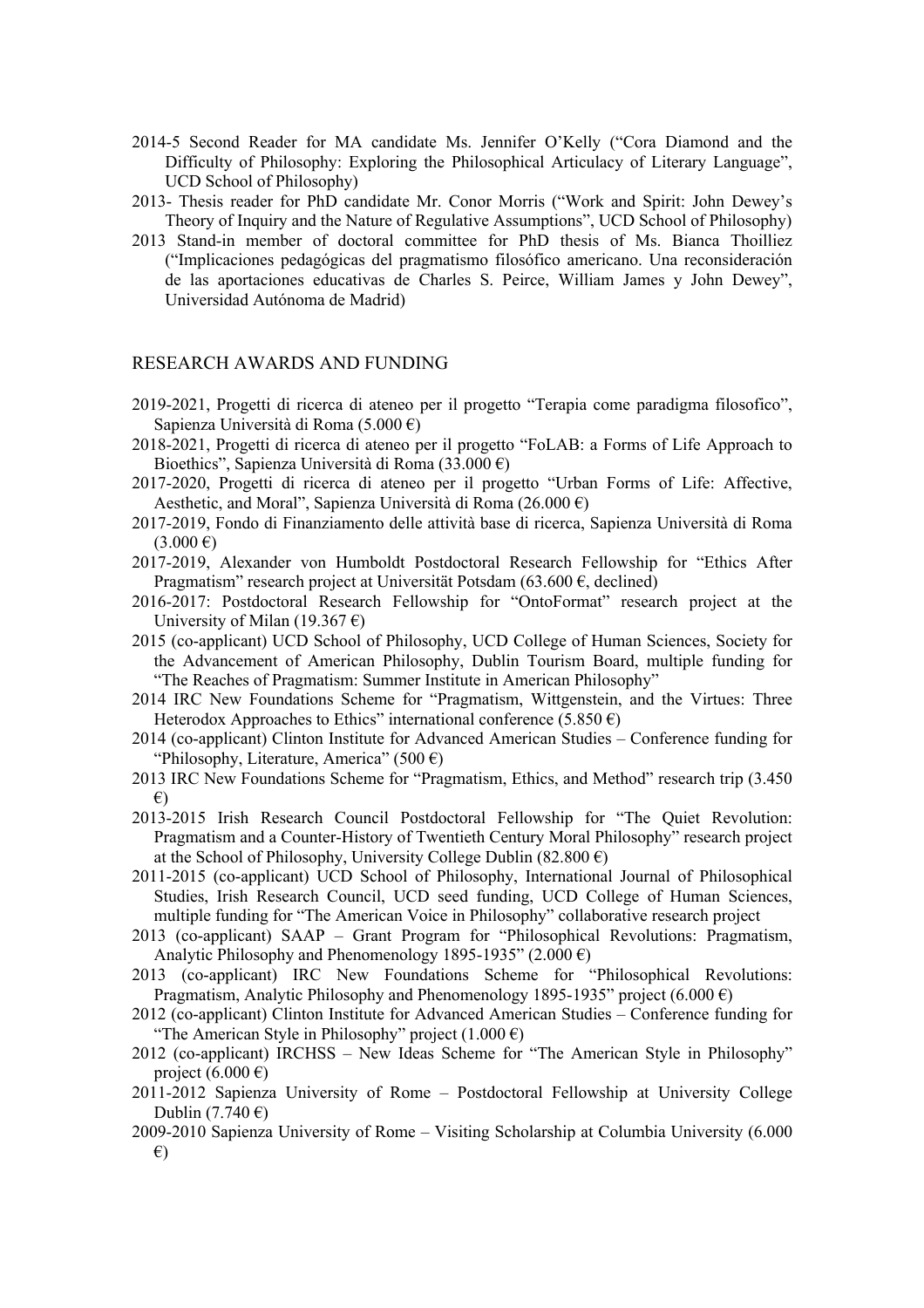2014-5 Second Reader for MA candidate Ms. Jennifer O'Kelly ("Cora Diamond and the Difficulty of Philosophy: Exploring the Philosophical Articulacy of Literary Language", UCD School of Philosophy)

2013- Thesis reader for PhD candidate Mr. Conor Morris ("Work and Spirit: John Dewey's Theory of Inquiry and the Nature of Regulative Assumptions", UCD School of Philosophy)

2013 Stand-in member of doctoral committee for PhD thesis of Ms. Bianca Thoilliez ("Implicaciones pedagógicas del pragmatismo filosófico americano. Una reconsideración de las aportaciones educativas de Charles S. Peirce, William James y John Dewey", Universidad Autónoma de Madrid)

## RESEARCH AWARDS AND FUNDING

2019-2021, Progetti di ricerca di ateneo per il progetto "Terapia come paradigma filosofico", Sapienza Università di Roma (5.000 €)

2018-2021, Progetti di ricerca di ateneo per il progetto "FoLAB: a Forms of Life Approach to Bioethics", Sapienza Università di Roma (33.000 €)

2017-2020, Progetti di ricerca di ateneo per il progetto "Urban Forms of Life: Affective, Aesthetic, and Moral", Sapienza Università di Roma (26.000 €)

2017-2019, Fondo di Finanziamento delle attività base di ricerca, Sapienza Università di Roma (3.000 €)

2017-2019, Alexander von Humboldt Postdoctoral Research Fellowship for "Ethics After Pragmatism" research project at Universität Potsdam (63.600 €, declined)

2016-2017: Postdoctoral Research Fellowship for "OntoFormat" research project at the University of Milan (19.367 €)

2015 (co-applicant) UCD School of Philosophy, UCD College of Human Sciences, Society for the Advancement of American Philosophy, Dublin Tourism Board, multiple funding for "The Reaches of Pragmatism: Summer Institute in American Philosophy"

2014 IRC New Foundations Scheme for "Pragmatism, Wittgenstein, and the Virtues: Three Heterodox Approaches to Ethics" international conference (5.850 €)

2014 (co-applicant) Clinton Institute for Advanced American Studies – Conference funding for "Philosophy, Literature, America" (500 €)

2013 IRC New Foundations Scheme for "Pragmatism, Ethics, and Method" research trip (3.450 €)

2013-2015 Irish Research Council Postdoctoral Fellowship for "The Quiet Revolution: Pragmatism and a Counter-History of Twentieth Century Moral Philosophy" research project at the School of Philosophy, University College Dublin (82.800 €)

2011-2015 (co-applicant) UCD School of Philosophy, International Journal of Philosophical Studies, Irish Research Council, UCD seed funding, UCD College of Human Sciences, multiple funding for "The American Voice in Philosophy" collaborative research project

2013 (co-applicant) SAAP – Grant Program for "Philosophical Revolutions: Pragmatism, Analytic Philosophy and Phenomenology 1895-1935" (2.000 €)

2013 (co-applicant) IRC New Foundations Scheme for "Philosophical Revolutions: Pragmatism, Analytic Philosophy and Phenomenology 1895-1935" project (6.000 €)

2012 (co-applicant) Clinton Institute for Advanced American Studies – Conference funding for "The American Style in Philosophy" project (1.000 €)

2012 (co-applicant) IRCHSS – New Ideas Scheme for "The American Style in Philosophy" project (6.000 €)

2011-2012 Sapienza University of Rome – Postdoctoral Fellowship at University College Dublin (7.740 €)

2009-2010 Sapienza University of Rome – Visiting Scholarship at Columbia University (6.000 €)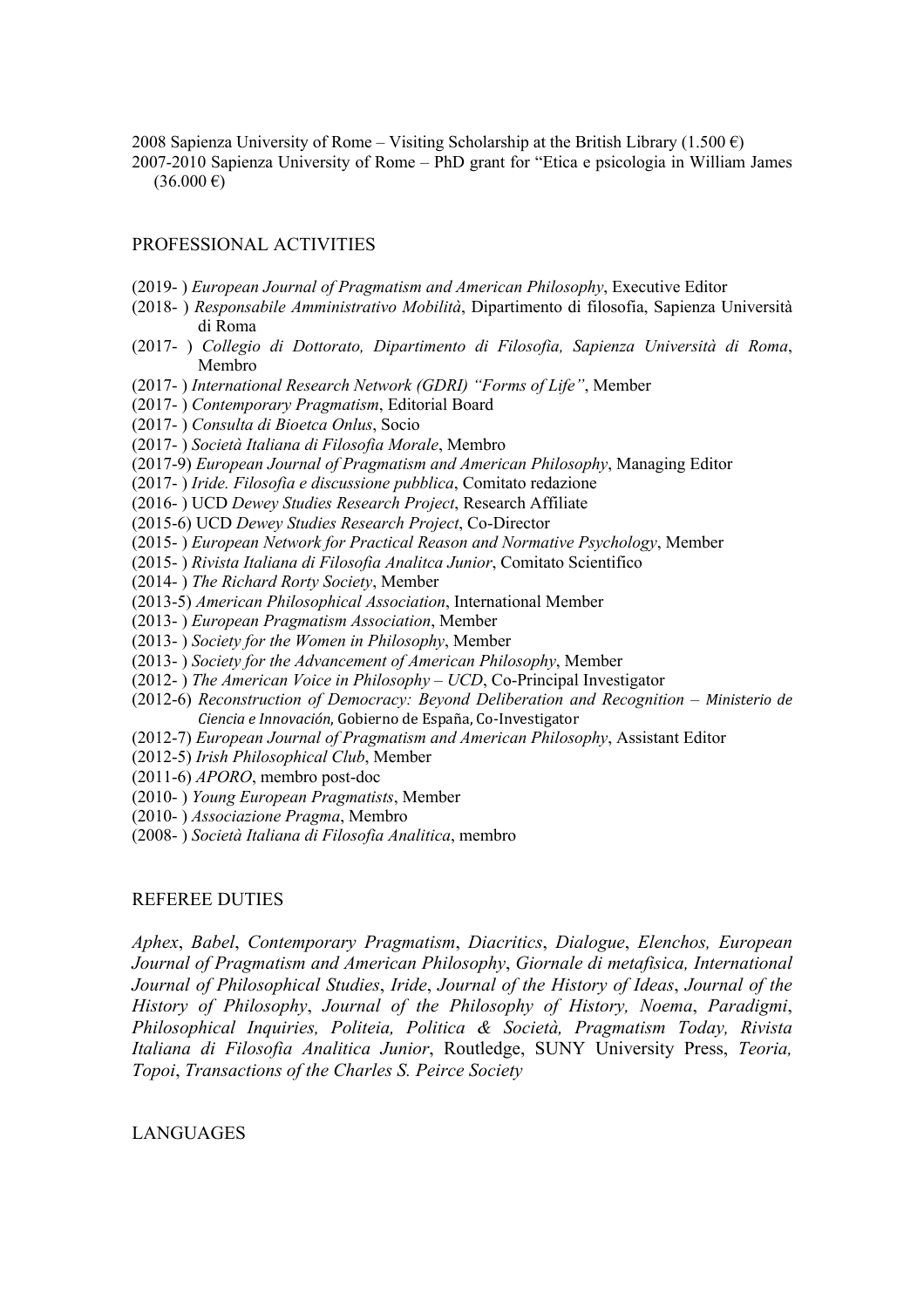2008 Sapienza University of Rome – Visiting Scholarship at the British Library (1.500 €)
2007-2010 Sapienza University of Rome – PhD grant for "Etica e psicologia in William James (36.000 €)

## PROFESSIONAL ACTIVITIES

- (2019- ) *European Journal of Pragmatism and American Philosophy*, Executive Editor
- (2018- ) *Responsabile Amministrativo Mobilità*, Dipartimento di filosofia, Sapienza Università di Roma
- (2017- ) *Collegio di Dottorato, Dipartimento di Filosofia, Sapienza Università di Roma*, Membro
- (2017- ) *International Research Network (GDRI) "Forms of Life"*, Member
- (2017- ) *Contemporary Pragmatism*, Editorial Board
- (2017- ) *Consulta di Bioetca Onlus*, Socio
- (2017- ) *Società Italiana di Filosofia Morale*, Membro
- (2017-9) *European Journal of Pragmatism and American Philosophy*, Managing Editor
- (2017- ) *Iride. Filosofia e discussione pubblica*, Comitato redazione
- (2016- ) UCD *Dewey Studies Research Project*, Research Affiliate
- (2015-6) UCD *Dewey Studies Research Project*, Co-Director
- (2015- ) *European Network for Practical Reason and Normative Psychology*, Member
- (2015- ) *Rivista Italiana di Filosofia Analitca Junior*, Comitato Scientifico
- (2014- ) *The Richard Rorty Society*, Member
- (2013-5) *American Philosophical Association*, International Member
- (2013- ) *European Pragmatism Association*, Member
- (2013- ) *Society for the Women in Philosophy*, Member
- (2013- ) *Society for the Advancement of American Philosophy*, Member
- (2012- ) *The American Voice in Philosophy – UCD*, Co-Principal Investigator
- (2012-6) *Reconstruction of Democracy: Beyond Deliberation and Recognition – Ministerio de Ciencia e Innovación*, Gobierno de España, Co-Investigator
- (2012-7) *European Journal of Pragmatism and American Philosophy*, Assistant Editor
- (2012-5) *Irish Philosophical Club*, Member
- (2011-6) *APORO*, membro post-doc
- (2010- ) *Young European Pragmatists*, Member
- (2010- ) *Associazione Pragma*, Membro
- (2008- ) *Società Italiana di Filosofia Analitica*, membro

## REFEREE DUTIES

*Aphex*, *Babel*, *Contemporary Pragmatism*, *Diacritics*, *Dialogue*, *Elenchos, European Journal of Pragmatism and American Philosophy*, *Giornale di metafisica, International Journal of Philosophical Studies*, *Iride*, *Journal of the History of Ideas*, *Journal of the History of Philosophy*, *Journal of the Philosophy of History, Noema*, *Paradigmi*, *Philosophical Inquiries, Politeia, Politica & Società, Pragmatism Today, Rivista Italiana di Filosofia Analitica Junior*, Routledge, SUNY University Press, *Teoria, Topoi*, *Transactions of the Charles S. Peirce Society*

## LANGUAGES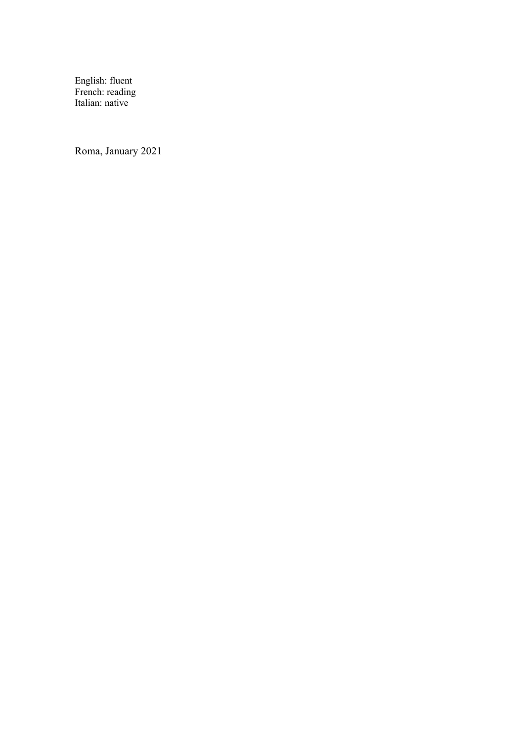English: fluent
French: reading
Italian: native

Roma, January 2021